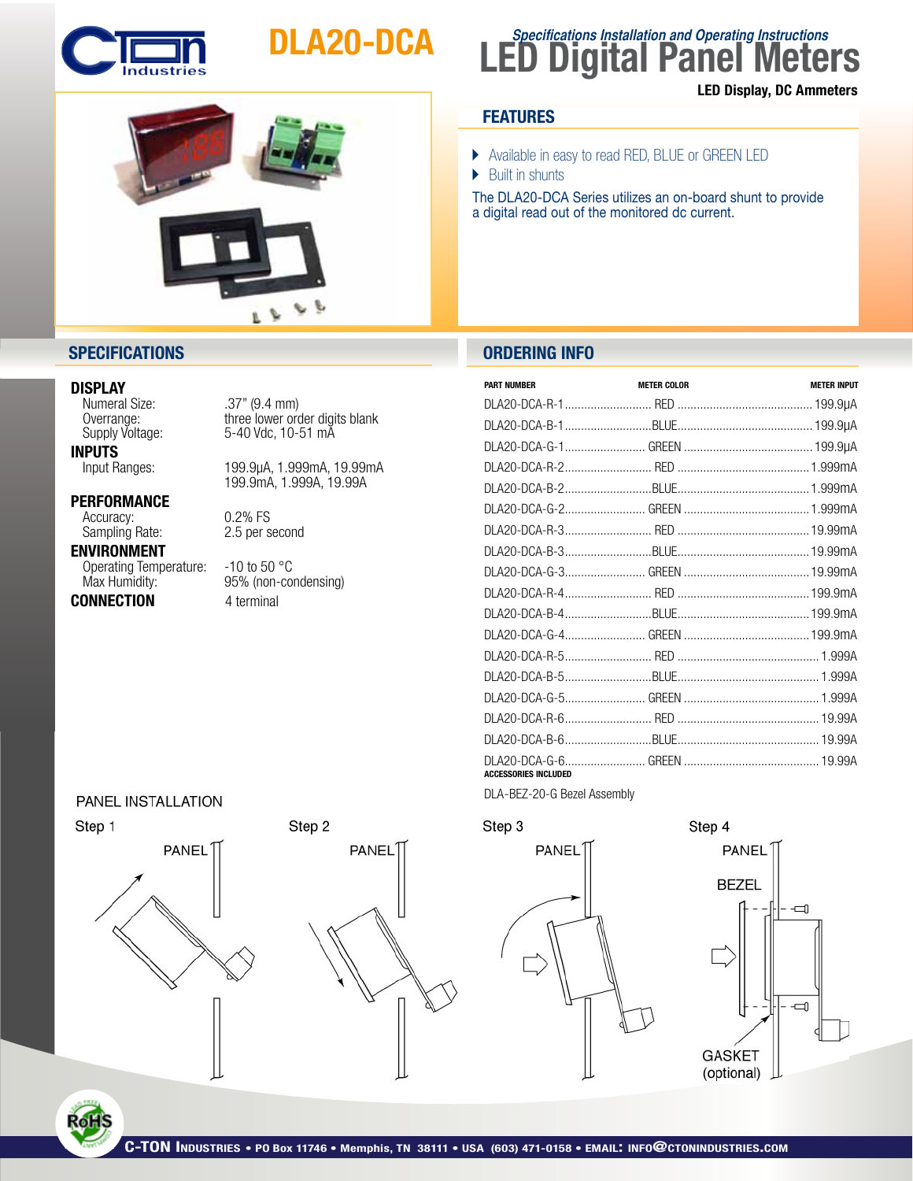# DLA20-DCA

*Specifications Installation and Operating Instructions*

# LED Digital Panel Meters

**LED Display, DC Ammeters**

## FEATURES

- Available in easy to read RED, BLUE or GREEN LED
- Built in shunts

The DLA20-DCA Series utilizes an on-board shunt to provide a digital read out of the monitored dc current.

## SPECIFICATIONS

**DISPLAY**

| | |
|---|---|
| Numeral Size: | .37" (9.4 mm) |
| Overrange: | three lower order digits blank |
| Supply Voltage: | 5-40 Vdc, 10-51 mA |

**INPUTS**

| | |
|---|---|
| Input Ranges: | 199.9µA, 1.999mA, 19.99mA<br>199.9mA, 1.999A, 19.99A |

**PERFORMANCE**

| | |
|---|---|
| Accuracy: | 0.2% FS |
| Sampling Rate: | 2.5 per second |

**ENVIRONMENT**

| | |
|---|---|
| Operating Temperature: | -10 to 50 °C |
| Max Humidity: | 95% (non-condensing) |

**CONNECTION** 4 terminal

## ORDERING INFO

| PART NUMBER | METER COLOR | METER INPUT |
|---|---|---|
| DLA20-DCA-R-1 | RED | 199.9µA |
| DLA20-DCA-B-1 | BLUE | 199.9µA |
| DLA20-DCA-G-1 | GREEN | 199.9µA |
| DLA20-DCA-R-2 | RED | 1.999mA |
| DLA20-DCA-B-2 | BLUE | 1.999mA |
| DLA20-DCA-G-2 | GREEN | 1.999mA |
| DLA20-DCA-R-3 | RED | 19.99mA |
| DLA20-DCA-B-3 | BLUE | 19.99mA |
| DLA20-DCA-G-3 | GREEN | 19.99mA |
| DLA20-DCA-R-4 | RED | 199.9mA |
| DLA20-DCA-B-4 | BLUE | 199.9mA |
| DLA20-DCA-G-4 | GREEN | 199.9mA |
| DLA20-DCA-R-5 | RED | 1.999A |
| DLA20-DCA-B-5 | BLUE | 1.999A |
| DLA20-DCA-G-5 | GREEN | 1.999A |
| DLA20-DCA-R-6 | RED | 19.99A |
| DLA20-DCA-B-6 | BLUE | 19.99A |
| DLA20-DCA-G-6 | GREEN | 19.99A |

**ACCESSORIES INCLUDED**

DLA-BEZ-20-G Bezel Assembly

## PANEL INSTALLATION

Step 1 — PANEL

Step 2 — PANEL

Step 3 — PANEL

Step 4 — PANEL, BEZEL, GASKET (optional)

C-TON INDUSTRIES • PO Box 11746 • Memphis, TN 38111 • USA (603) 471-0158 • EMAIL: INFO@CTONINDUSTRIES.COM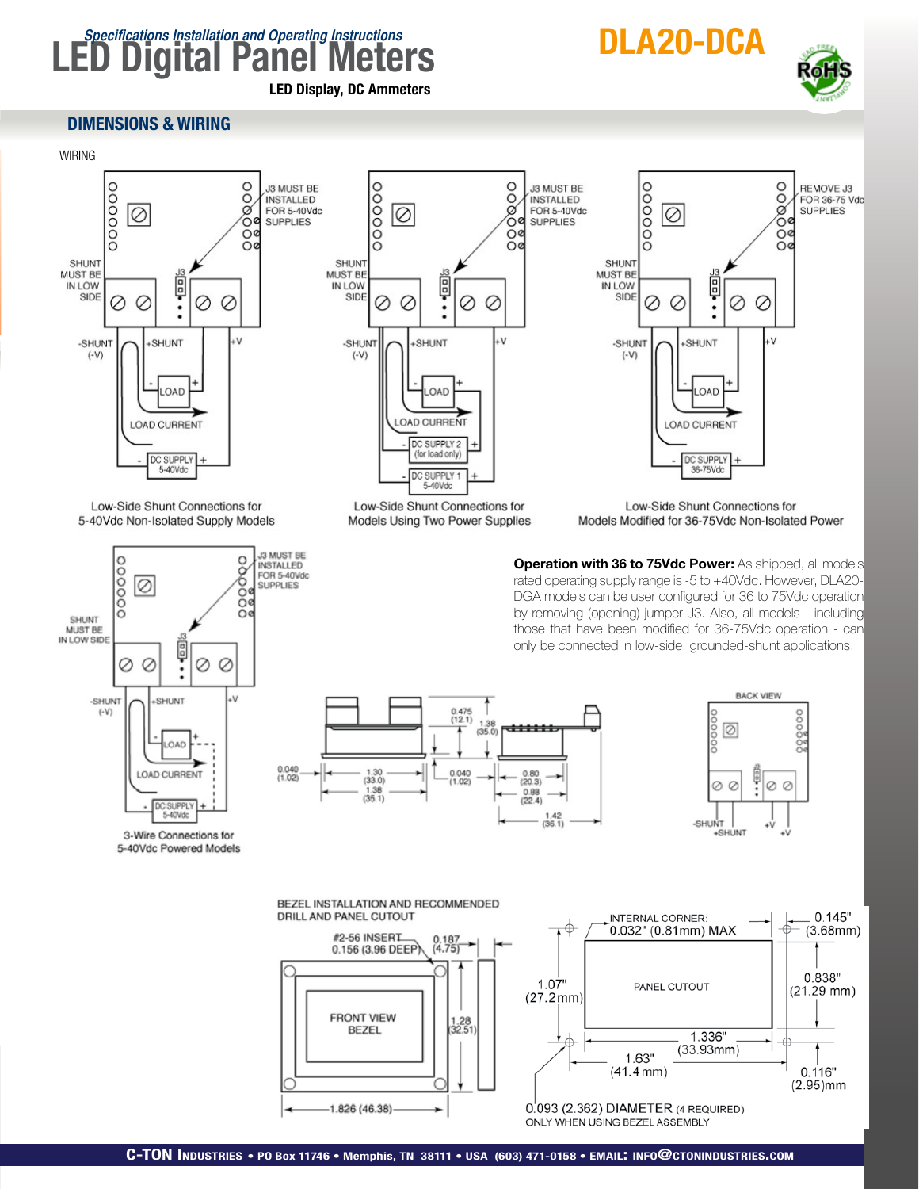# DIMENSIONS & WIRING

WIRING

J3 MUST BE INSTALLED FOR 5-40Vdc SUPPLIES

SHUNT MUST BE IN LOW SIDE

J3

-SHUNT (-V)

+SHUNT

+V

LOAD

LOAD CURRENT

DC SUPPLY 5-40Vdc

Low-Side Shunt Connections for 5-40Vdc Non-Isolated Supply Models

J3 MUST BE INSTALLED FOR 5-40Vdc SUPPLIES

SHUNT MUST BE IN LOW SIDE

J3

-SHUNT (-V)

+SHUNT

+V

LOAD

LOAD CURRENT

DC SUPPLY 2 (for load only)

DC SUPPLY 1 5-40Vdc

Low-Side Shunt Connections for Models Using Two Power Supplies

REMOVE J3 FOR 36-75 Vdc SUPPLIES

SHUNT MUST BE IN LOW SIDE

J3

-SHUNT (-V)

+SHUNT

+V

LOAD

LOAD CURRENT

DC SUPPLY 36-75Vdc

Low-Side Shunt Connections for Models Modified for 36-75Vdc Non-Isolated Power

J3 MUST BE INSTALLED FOR 5-40Vdc SUPPLIES

SHUNT MUST BE IN LOW SIDE

J3

-SHUNT (-V)

+SHUNT

+V

LOAD

LOAD CURRENT

DC SUPPLY 5-40Vdc

3-Wire Connections for 5-40Vdc Powered Models

**Operation with 36 to 75Vdc Power:** As shipped, all models rated operating supply range is -5 to +40Vdc. However, DLA20-DGA models can be user configured for 36 to 75Vdc operation by removing (opening) jumper J3. Also, all models - including those that have been modified for 36-75Vdc operation - can only be connected in low-side, grounded-shunt applications.

0.475 (12.1)

1.38 (35.0)

0.040 (1.02)

1.30 (33.0)

1.38 (35.1)

0.040 (1.02)

0.80 (20.3)

0.88 (22.4)

1.42 (36.1)

BACK VIEW

-SHUNT +SHUNT +V +V

BEZEL INSTALLATION AND RECOMMENDED DRILL AND PANEL CUTOUT

#2-56 INSERT 0.156 (3.96 DEEP)

0.187 (4.75)

FRONT VIEW BEZEL

1.28 (32.51)

1.826 (46.38)

INTERNAL CORNER: 0.032" (0.81mm) MAX

0.145" (3.68mm)

1.07" (27.2mm)

PANEL CUTOUT

0.838" (21.29 mm)

1.336" (33.93mm)

1.63" (41.4 mm)

0.116" (2.95)mm

0.093 (2.362) DIAMETER (4 REQUIRED) ONLY WHEN USING BEZEL ASSEMBLY